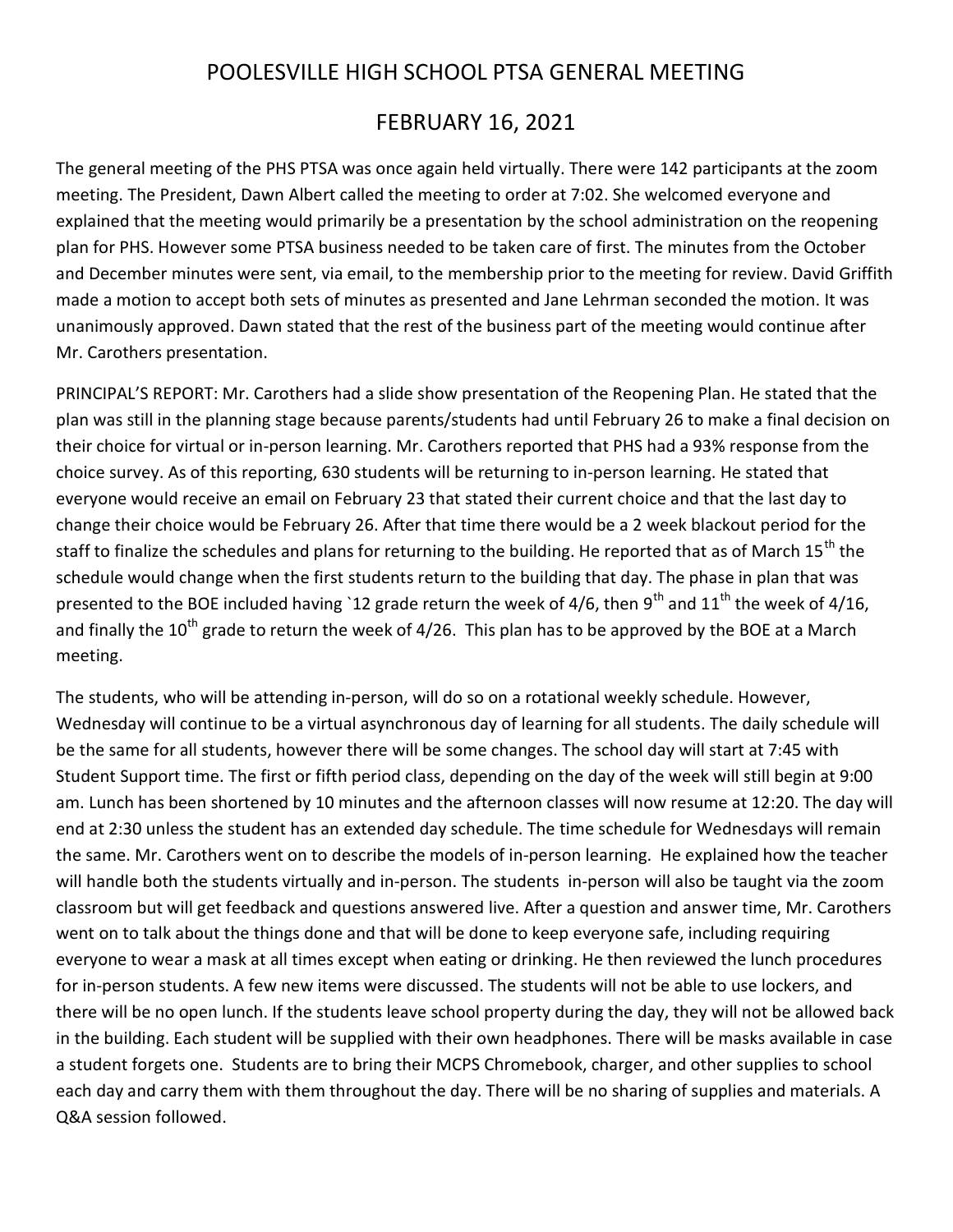# POOLESVILLE HIGH SCHOOL PTSA GENERAL MEETING

## FEBRUARY 16, 2021

The general meeting of the PHS PTSA was once again held virtually. There were 142 participants at the zoom meeting. The President, Dawn Albert called the meeting to order at 7:02. She welcomed everyone and explained that the meeting would primarily be a presentation by the school administration on the reopening plan for PHS. However some PTSA business needed to be taken care of first. The minutes from the October and December minutes were sent, via email, to the membership prior to the meeting for review. David Griffith made a motion to accept both sets of minutes as presented and Jane Lehrman seconded the motion. It was unanimously approved. Dawn stated that the rest of the business part of the meeting would continue after Mr. Carothers presentation.

PRINCIPAL'S REPORT: Mr. Carothers had a slide show presentation of the Reopening Plan. He stated that the plan was still in the planning stage because parents/students had until February 26 to make a final decision on their choice for virtual or in-person learning. Mr. Carothers reported that PHS had a 93% response from the choice survey. As of this reporting, 630 students will be returning to in-person learning. He stated that everyone would receive an email on February 23 that stated their current choice and that the last day to change their choice would be February 26. After that time there would be a 2 week blackout period for the staff to finalize the schedules and plans for returning to the building. He reported that as of March 15th the schedule would change when the first students return to the building that day. The phase in plan that was presented to the BOE included having `12 grade return the week of 4/6, then 9th and 11th the week of 4/16, and finally the 10th grade to return the week of 4/26. This plan has to be approved by the BOE at a March meeting.

The students, who will be attending in-person, will do so on a rotational weekly schedule. However, Wednesday will continue to be a virtual asynchronous day of learning for all students. The daily schedule will be the same for all students, however there will be some changes. The school day will start at 7:45 with Student Support time. The first or fifth period class, depending on the day of the week will still begin at 9:00 am. Lunch has been shortened by 10 minutes and the afternoon classes will now resume at 12:20. The day will end at 2:30 unless the student has an extended day schedule. The time schedule for Wednesdays will remain the same. Mr. Carothers went on to describe the models of in-person learning. He explained how the teacher will handle both the students virtually and in-person. The students in-person will also be taught via the zoom classroom but will get feedback and questions answered live. After a question and answer time, Mr. Carothers went on to talk about the things done and that will be done to keep everyone safe, including requiring everyone to wear a mask at all times except when eating or drinking. He then reviewed the lunch procedures for in-person students. A few new items were discussed. The students will not be able to use lockers, and there will be no open lunch. If the students leave school property during the day, they will not be allowed back in the building. Each student will be supplied with their own headphones. There will be masks available in case a student forgets one. Students are to bring their MCPS Chromebook, charger, and other supplies to school each day and carry them with them throughout the day. There will be no sharing of supplies and materials. A Q&A session followed.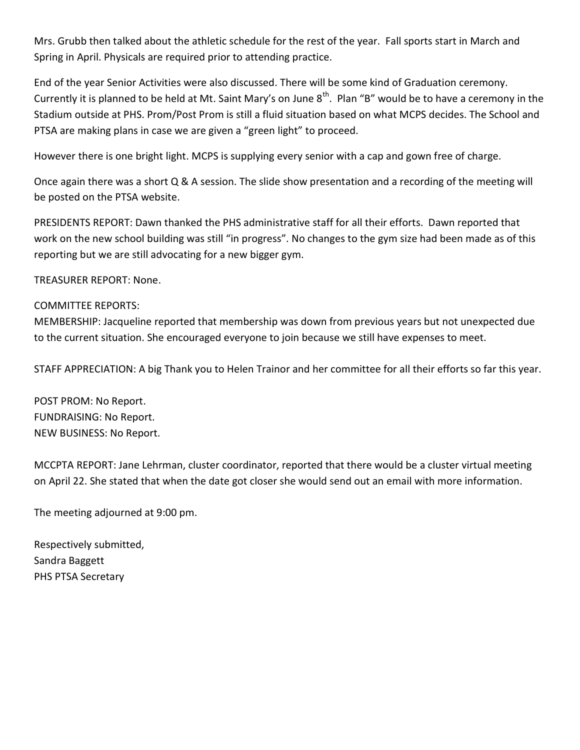Mrs. Grubb then talked about the athletic schedule for the rest of the year. Fall sports start in March and Spring in April. Physicals are required prior to attending practice.

End of the year Senior Activities were also discussed. There will be some kind of Graduation ceremony. Currently it is planned to be held at Mt. Saint Mary's on June 8th. Plan "B" would be to have a ceremony in the Stadium outside at PHS. Prom/Post Prom is still a fluid situation based on what MCPS decides. The School and PTSA are making plans in case we are given a "green light" to proceed.

However there is one bright light. MCPS is supplying every senior with a cap and gown free of charge.

Once again there was a short Q & A session. The slide show presentation and a recording of the meeting will be posted on the PTSA website.

PRESIDENTS REPORT: Dawn thanked the PHS administrative staff for all their efforts. Dawn reported that work on the new school building was still "in progress". No changes to the gym size had been made as of this reporting but we are still advocating for a new bigger gym.

TREASURER REPORT: None.

COMMITTEE REPORTS:
MEMBERSHIP: Jacqueline reported that membership was down from previous years but not unexpected due to the current situation. She encouraged everyone to join because we still have expenses to meet.

STAFF APPRECIATION: A big Thank you to Helen Trainor and her committee for all their efforts so far this year.

POST PROM: No Report.
FUNDRAISING: No Report.
NEW BUSINESS: No Report.

MCCPTA REPORT: Jane Lehrman, cluster coordinator, reported that there would be a cluster virtual meeting on April 22. She stated that when the date got closer she would send out an email with more information.

The meeting adjourned at 9:00 pm.

Respectively submitted,
Sandra Baggett
PHS PTSA Secretary